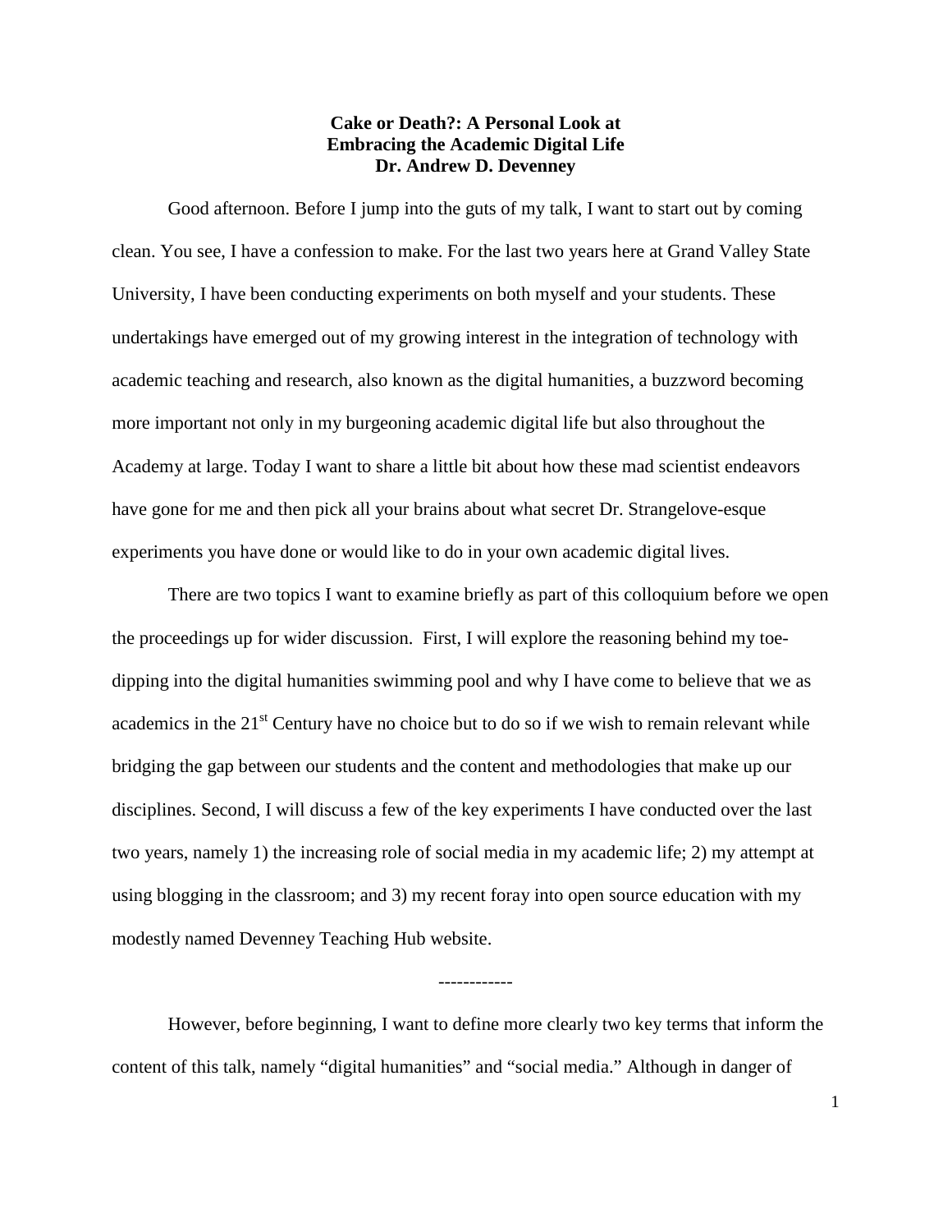# Cake or Death?: A Personal Look at Embracing the Academic Digital Life

**Dr. Andrew D. Devenney**

Good afternoon. Before I jump into the guts of my talk, I want to start out by coming clean. You see, I have a confession to make. For the last two years here at Grand Valley State University, I have been conducting experiments on both myself and your students. These undertakings have emerged out of my growing interest in the integration of technology with academic teaching and research, also known as the digital humanities, a buzzword becoming more important not only in my burgeoning academic digital life but also throughout the Academy at large. Today I want to share a little bit about how these mad scientist endeavors have gone for me and then pick all your brains about what secret Dr. Strangelove-esque experiments you have done or would like to do in your own academic digital lives.

There are two topics I want to examine briefly as part of this colloquium before we open the proceedings up for wider discussion. First, I will explore the reasoning behind my toe-dipping into the digital humanities swimming pool and why I have come to believe that we as academics in the 21st Century have no choice but to do so if we wish to remain relevant while bridging the gap between our students and the content and methodologies that make up our disciplines. Second, I will discuss a few of the key experiments I have conducted over the last two years, namely 1) the increasing role of social media in my academic life; 2) my attempt at using blogging in the classroom; and 3) my recent foray into open source education with my modestly named Devenney Teaching Hub website.

------------

However, before beginning, I want to define more clearly two key terms that inform the content of this talk, namely "digital humanities" and "social media." Although in danger of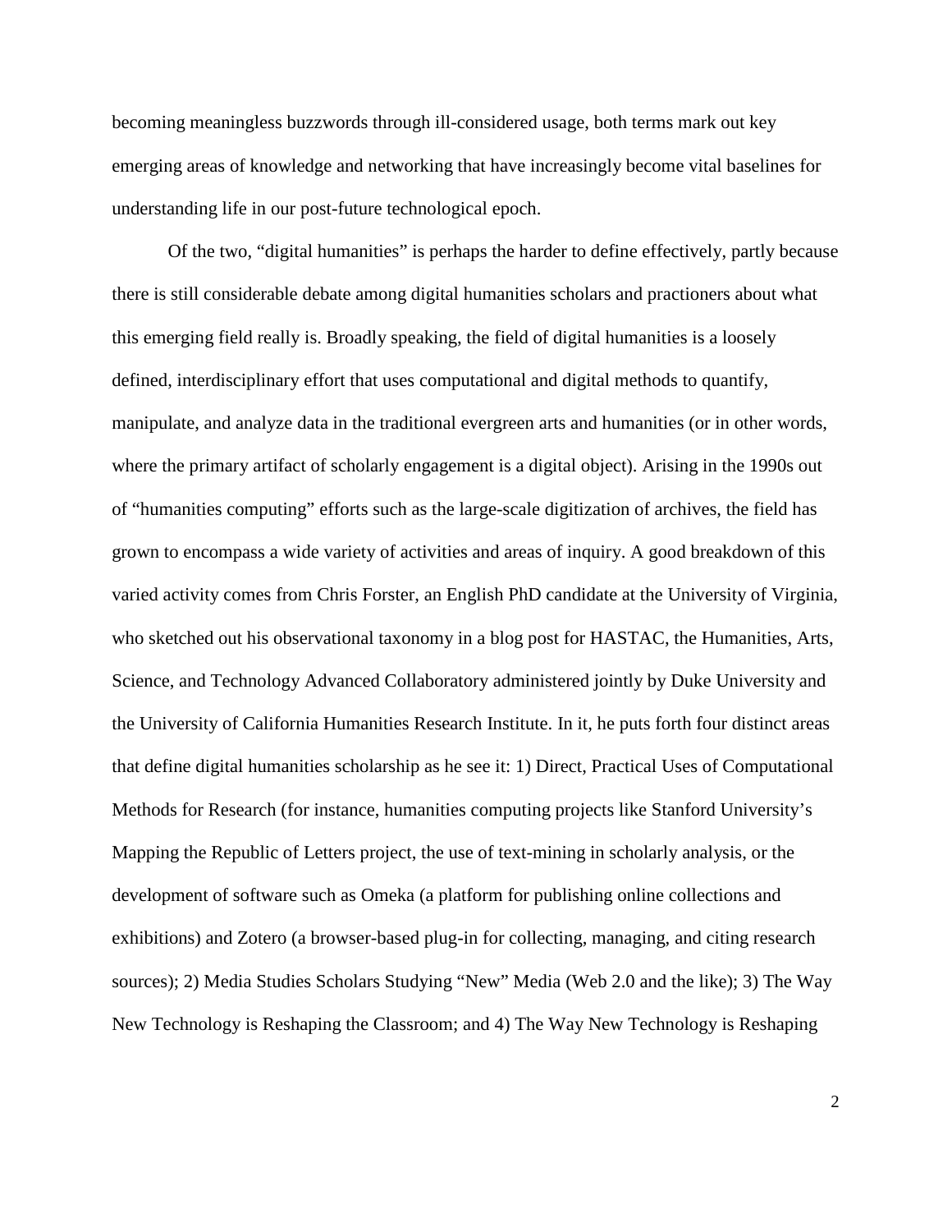becoming meaningless buzzwords through ill-considered usage, both terms mark out key emerging areas of knowledge and networking that have increasingly become vital baselines for understanding life in our post-future technological epoch.

Of the two, "digital humanities" is perhaps the harder to define effectively, partly because there is still considerable debate among digital humanities scholars and practioners about what this emerging field really is. Broadly speaking, the field of digital humanities is a loosely defined, interdisciplinary effort that uses computational and digital methods to quantify, manipulate, and analyze data in the traditional evergreen arts and humanities (or in other words, where the primary artifact of scholarly engagement is a digital object). Arising in the 1990s out of "humanities computing" efforts such as the large-scale digitization of archives, the field has grown to encompass a wide variety of activities and areas of inquiry. A good breakdown of this varied activity comes from Chris Forster, an English PhD candidate at the University of Virginia, who sketched out his observational taxonomy in a blog post for HASTAC, the Humanities, Arts, Science, and Technology Advanced Collaboratory administered jointly by Duke University and the University of California Humanities Research Institute. In it, he puts forth four distinct areas that define digital humanities scholarship as he see it: 1) Direct, Practical Uses of Computational Methods for Research (for instance, humanities computing projects like Stanford University's Mapping the Republic of Letters project, the use of text-mining in scholarly analysis, or the development of software such as Omeka (a platform for publishing online collections and exhibitions) and Zotero (a browser-based plug-in for collecting, managing, and citing research sources); 2) Media Studies Scholars Studying "New" Media (Web 2.0 and the like); 3) The Way New Technology is Reshaping the Classroom; and 4) The Way New Technology is Reshaping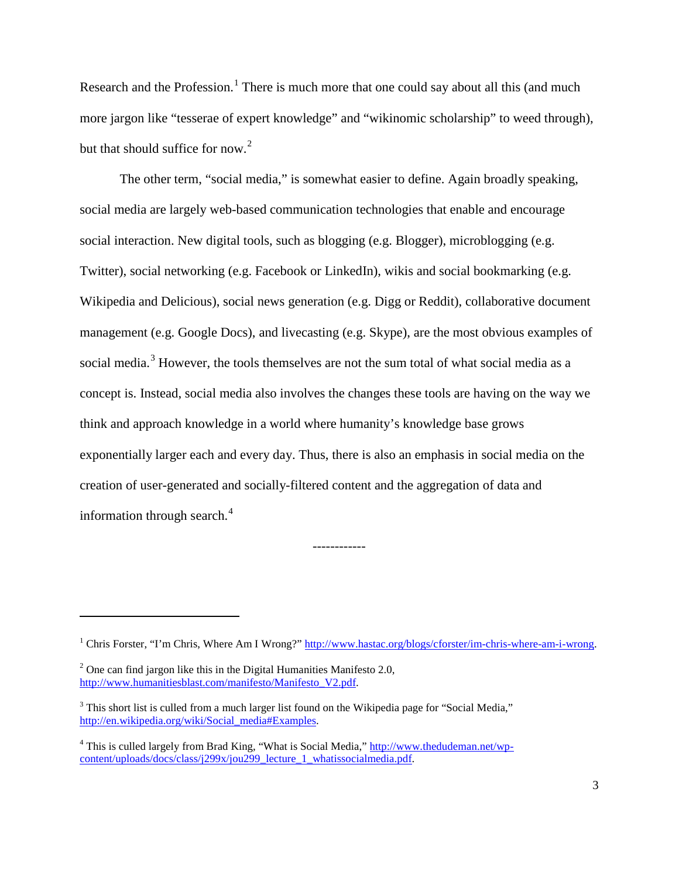Research and the Profession.[1] There is much more that one could say about all this (and much more jargon like "tesserae of expert knowledge" and "wikinomic scholarship" to weed through), but that should suffice for now.[2]

The other term, "social media," is somewhat easier to define. Again broadly speaking, social media are largely web-based communication technologies that enable and encourage social interaction. New digital tools, such as blogging (e.g. Blogger), microblogging (e.g. Twitter), social networking (e.g. Facebook or LinkedIn), wikis and social bookmarking (e.g. Wikipedia and Delicious), social news generation (e.g. Digg or Reddit), collaborative document management (e.g. Google Docs), and livecasting (e.g. Skype), are the most obvious examples of social media.[3] However, the tools themselves are not the sum total of what social media as a concept is. Instead, social media also involves the changes these tools are having on the way we think and approach knowledge in a world where humanity's knowledge base grows exponentially larger each and every day. Thus, there is also an emphasis in social media on the creation of user-generated and socially-filtered content and the aggregation of data and information through search.[4]

------------

[1] Chris Forster, "I'm Chris, Where Am I Wrong?" http://www.hastac.org/blogs/cforster/im-chris-where-am-i-wrong.

[2] One can find jargon like this in the Digital Humanities Manifesto 2.0, http://www.humanitiesblast.com/manifesto/Manifesto_V2.pdf.

[3] This short list is culled from a much larger list found on the Wikipedia page for "Social Media," http://en.wikipedia.org/wiki/Social_media#Examples.

[4] This is culled largely from Brad King, "What is Social Media," http://www.thedudeman.net/wp-content/uploads/docs/class/j299x/jou299_lecture_1_whatissocialmedia.pdf.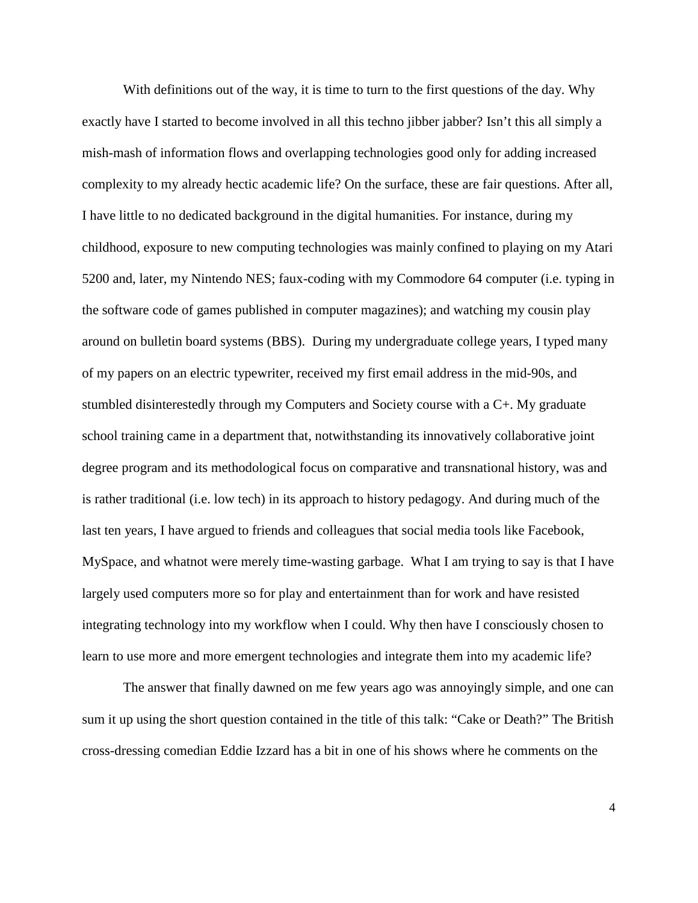With definitions out of the way, it is time to turn to the first questions of the day. Why exactly have I started to become involved in all this techno jibber jabber? Isn't this all simply a mish-mash of information flows and overlapping technologies good only for adding increased complexity to my already hectic academic life? On the surface, these are fair questions. After all, I have little to no dedicated background in the digital humanities. For instance, during my childhood, exposure to new computing technologies was mainly confined to playing on my Atari 5200 and, later, my Nintendo NES; faux-coding with my Commodore 64 computer (i.e. typing in the software code of games published in computer magazines); and watching my cousin play around on bulletin board systems (BBS). During my undergraduate college years, I typed many of my papers on an electric typewriter, received my first email address in the mid-90s, and stumbled disinterestedly through my Computers and Society course with a C+. My graduate school training came in a department that, notwithstanding its innovatively collaborative joint degree program and its methodological focus on comparative and transnational history, was and is rather traditional (i.e. low tech) in its approach to history pedagogy. And during much of the last ten years, I have argued to friends and colleagues that social media tools like Facebook, MySpace, and whatnot were merely time-wasting garbage. What I am trying to say is that I have largely used computers more so for play and entertainment than for work and have resisted integrating technology into my workflow when I could. Why then have I consciously chosen to learn to use more and more emergent technologies and integrate them into my academic life?

The answer that finally dawned on me few years ago was annoyingly simple, and one can sum it up using the short question contained in the title of this talk: "Cake or Death?" The British cross-dressing comedian Eddie Izzard has a bit in one of his shows where he comments on the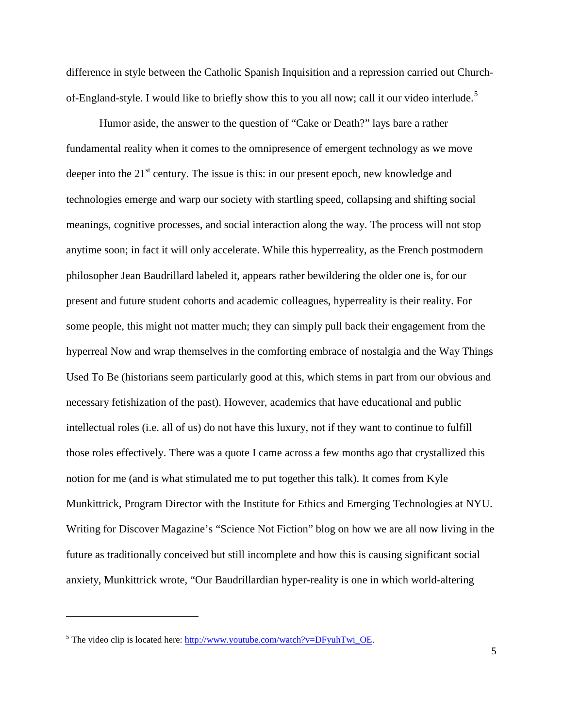difference in style between the Catholic Spanish Inquisition and a repression carried out Church-of-England-style. I would like to briefly show this to you all now; call it our video interlude.[5]

Humor aside, the answer to the question of "Cake or Death?" lays bare a rather fundamental reality when it comes to the omnipresence of emergent technology as we move deeper into the 21st century. The issue is this: in our present epoch, new knowledge and technologies emerge and warp our society with startling speed, collapsing and shifting social meanings, cognitive processes, and social interaction along the way. The process will not stop anytime soon; in fact it will only accelerate. While this hyperreality, as the French postmodern philosopher Jean Baudrillard labeled it, appears rather bewildering the older one is, for our present and future student cohorts and academic colleagues, hyperreality is their reality. For some people, this might not matter much; they can simply pull back their engagement from the hyperreal Now and wrap themselves in the comforting embrace of nostalgia and the Way Things Used To Be (historians seem particularly good at this, which stems in part from our obvious and necessary fetishization of the past). However, academics that have educational and public intellectual roles (i.e. all of us) do not have this luxury, not if they want to continue to fulfill those roles effectively. There was a quote I came across a few months ago that crystallized this notion for me (and is what stimulated me to put together this talk). It comes from Kyle Munkittrick, Program Director with the Institute for Ethics and Emerging Technologies at NYU. Writing for Discover Magazine's "Science Not Fiction" blog on how we are all now living in the future as traditionally conceived but still incomplete and how this is causing significant social anxiety, Munkittrick wrote, "Our Baudrillardian hyper-reality is one in which world-altering

---

[5] The video clip is located here: http://www.youtube.com/watch?v=DFyuhTwi_OE.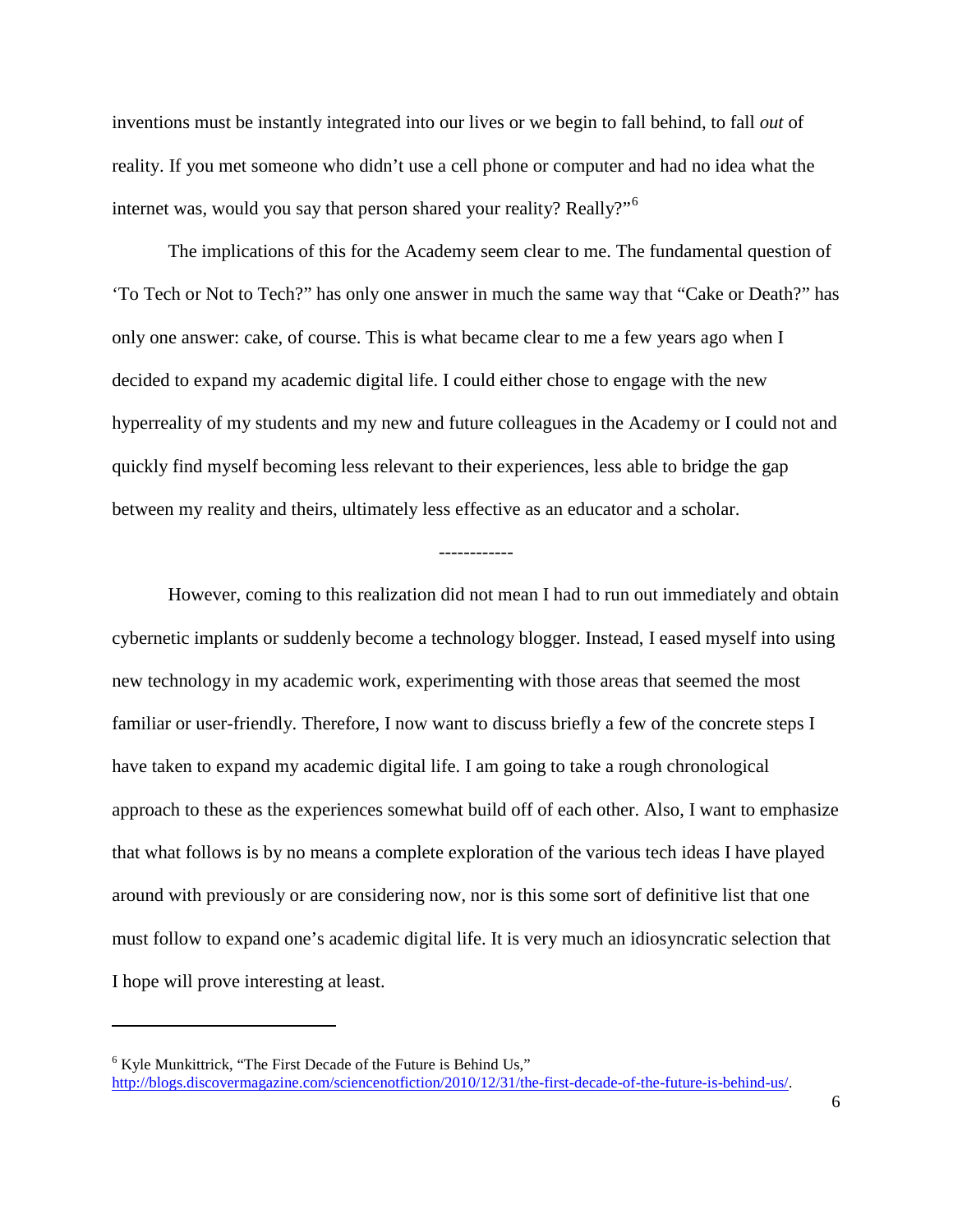inventions must be instantly integrated into our lives or we begin to fall behind, to fall *out* of reality. If you met someone who didn't use a cell phone or computer and had no idea what the internet was, would you say that person shared your reality? Really?"[6]

The implications of this for the Academy seem clear to me. The fundamental question of 'To Tech or Not to Tech?" has only one answer in much the same way that "Cake or Death?" has only one answer: cake, of course. This is what became clear to me a few years ago when I decided to expand my academic digital life. I could either chose to engage with the new hyperreality of my students and my new and future colleagues in the Academy or I could not and quickly find myself becoming less relevant to their experiences, less able to bridge the gap between my reality and theirs, ultimately less effective as an educator and a scholar.

------------

However, coming to this realization did not mean I had to run out immediately and obtain cybernetic implants or suddenly become a technology blogger. Instead, I eased myself into using new technology in my academic work, experimenting with those areas that seemed the most familiar or user-friendly. Therefore, I now want to discuss briefly a few of the concrete steps I have taken to expand my academic digital life. I am going to take a rough chronological approach to these as the experiences somewhat build off of each other. Also, I want to emphasize that what follows is by no means a complete exploration of the various tech ideas I have played around with previously or are considering now, nor is this some sort of definitive list that one must follow to expand one's academic digital life. It is very much an idiosyncratic selection that I hope will prove interesting at least.

---

[6] Kyle Munkittrick, "The First Decade of the Future is Behind Us," http://blogs.discovermagazine.com/sciencenotfiction/2010/12/31/the-first-decade-of-the-future-is-behind-us/.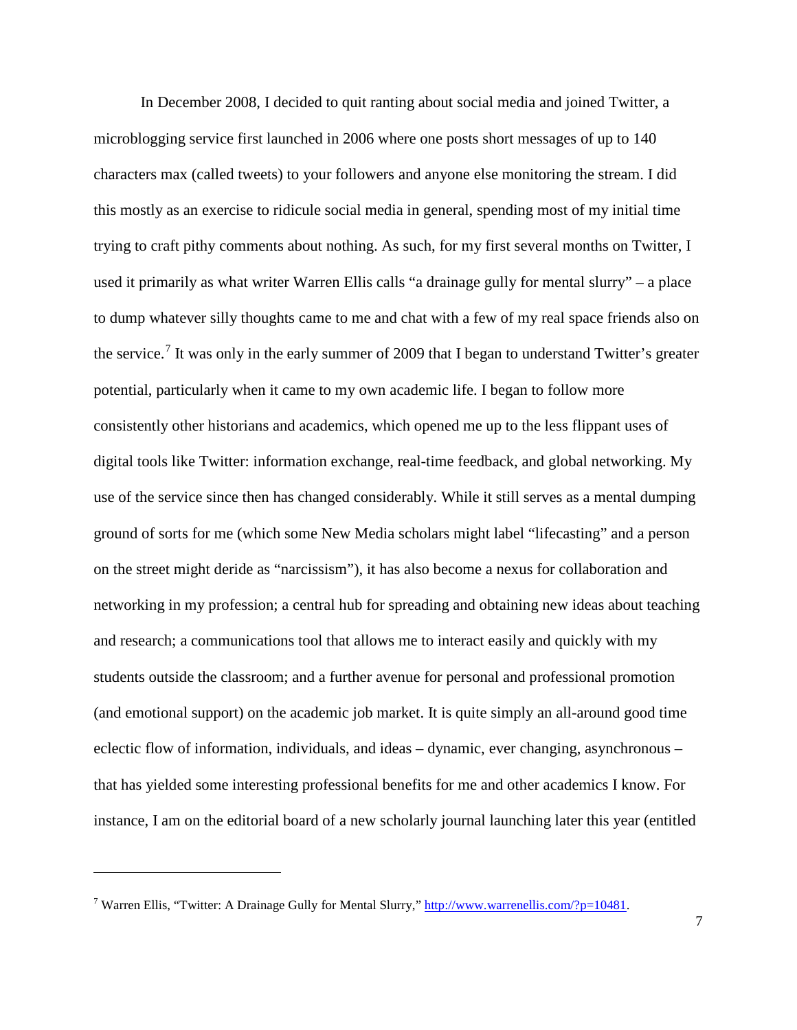In December 2008, I decided to quit ranting about social media and joined Twitter, a microblogging service first launched in 2006 where one posts short messages of up to 140 characters max (called tweets) to your followers and anyone else monitoring the stream. I did this mostly as an exercise to ridicule social media in general, spending most of my initial time trying to craft pithy comments about nothing. As such, for my first several months on Twitter, I used it primarily as what writer Warren Ellis calls "a drainage gully for mental slurry" – a place to dump whatever silly thoughts came to me and chat with a few of my real space friends also on the service.[7] It was only in the early summer of 2009 that I began to understand Twitter's greater potential, particularly when it came to my own academic life. I began to follow more consistently other historians and academics, which opened me up to the less flippant uses of digital tools like Twitter: information exchange, real-time feedback, and global networking. My use of the service since then has changed considerably. While it still serves as a mental dumping ground of sorts for me (which some New Media scholars might label "lifecasting" and a person on the street might deride as "narcissism"), it has also become a nexus for collaboration and networking in my profession; a central hub for spreading and obtaining new ideas about teaching and research; a communications tool that allows me to interact easily and quickly with my students outside the classroom; and a further avenue for personal and professional promotion (and emotional support) on the academic job market. It is quite simply an all-around good time eclectic flow of information, individuals, and ideas – dynamic, ever changing, asynchronous – that has yielded some interesting professional benefits for me and other academics I know. For instance, I am on the editorial board of a new scholarly journal launching later this year (entitled

---

[7] Warren Ellis, "Twitter: A Drainage Gully for Mental Slurry," http://www.warrenellis.com/?p=10481.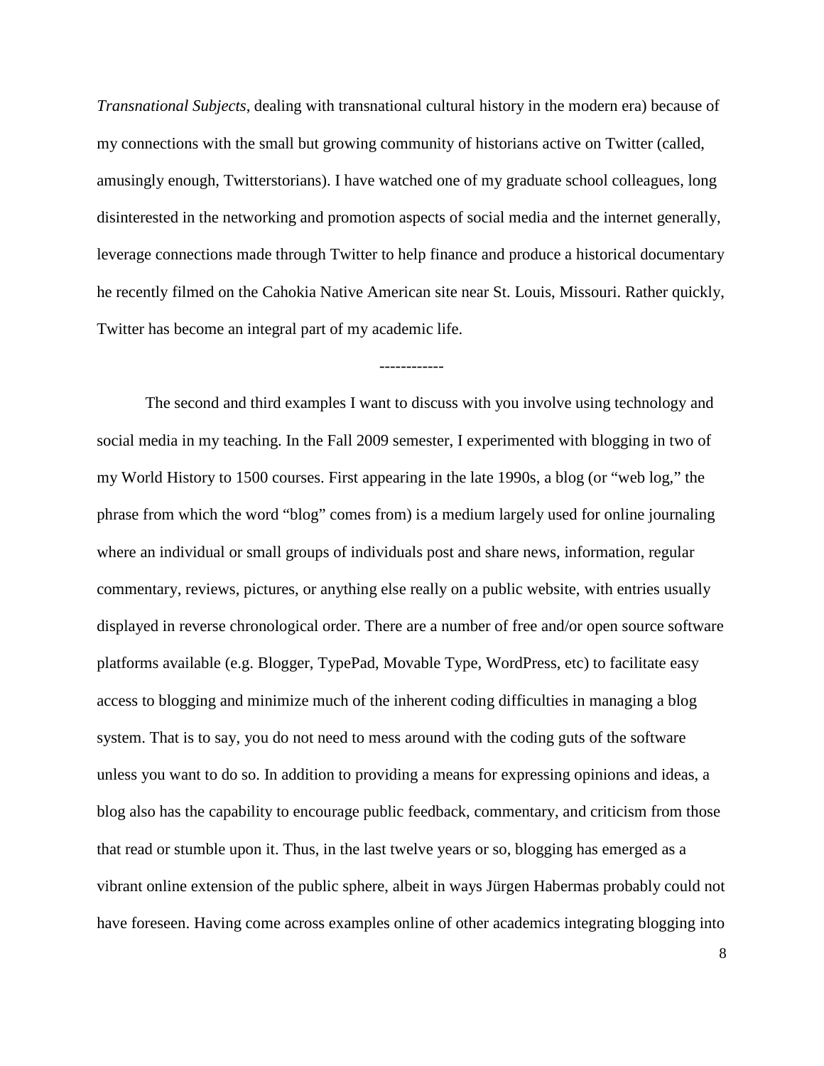*Transnational Subjects*, dealing with transnational cultural history in the modern era) because of my connections with the small but growing community of historians active on Twitter (called, amusingly enough, Twitterstorians). I have watched one of my graduate school colleagues, long disinterested in the networking and promotion aspects of social media and the internet generally, leverage connections made through Twitter to help finance and produce a historical documentary he recently filmed on the Cahokia Native American site near St. Louis, Missouri. Rather quickly, Twitter has become an integral part of my academic life.

------------

The second and third examples I want to discuss with you involve using technology and social media in my teaching. In the Fall 2009 semester, I experimented with blogging in two of my World History to 1500 courses. First appearing in the late 1990s, a blog (or "web log," the phrase from which the word "blog" comes from) is a medium largely used for online journaling where an individual or small groups of individuals post and share news, information, regular commentary, reviews, pictures, or anything else really on a public website, with entries usually displayed in reverse chronological order. There are a number of free and/or open source software platforms available (e.g. Blogger, TypePad, Movable Type, WordPress, etc) to facilitate easy access to blogging and minimize much of the inherent coding difficulties in managing a blog system. That is to say, you do not need to mess around with the coding guts of the software unless you want to do so. In addition to providing a means for expressing opinions and ideas, a blog also has the capability to encourage public feedback, commentary, and criticism from those that read or stumble upon it. Thus, in the last twelve years or so, blogging has emerged as a vibrant online extension of the public sphere, albeit in ways Jürgen Habermas probably could not have foreseen. Having come across examples online of other academics integrating blogging into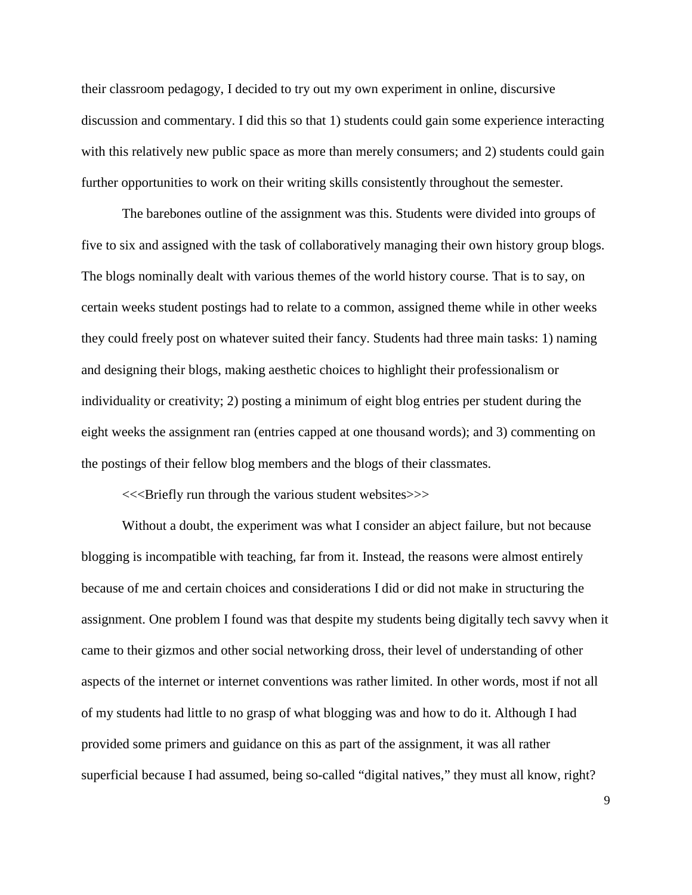their classroom pedagogy, I decided to try out my own experiment in online, discursive discussion and commentary. I did this so that 1) students could gain some experience interacting with this relatively new public space as more than merely consumers; and 2) students could gain further opportunities to work on their writing skills consistently throughout the semester.

The barebones outline of the assignment was this. Students were divided into groups of five to six and assigned with the task of collaboratively managing their own history group blogs. The blogs nominally dealt with various themes of the world history course. That is to say, on certain weeks student postings had to relate to a common, assigned theme while in other weeks they could freely post on whatever suited their fancy. Students had three main tasks: 1) naming and designing their blogs, making aesthetic choices to highlight their professionalism or individuality or creativity; 2) posting a minimum of eight blog entries per student during the eight weeks the assignment ran (entries capped at one thousand words); and 3) commenting on the postings of their fellow blog members and the blogs of their classmates.

<<<Briefly run through the various student websites>>>

Without a doubt, the experiment was what I consider an abject failure, but not because blogging is incompatible with teaching, far from it. Instead, the reasons were almost entirely because of me and certain choices and considerations I did or did not make in structuring the assignment. One problem I found was that despite my students being digitally tech savvy when it came to their gizmos and other social networking dross, their level of understanding of other aspects of the internet or internet conventions was rather limited. In other words, most if not all of my students had little to no grasp of what blogging was and how to do it. Although I had provided some primers and guidance on this as part of the assignment, it was all rather superficial because I had assumed, being so-called "digital natives," they must all know, right?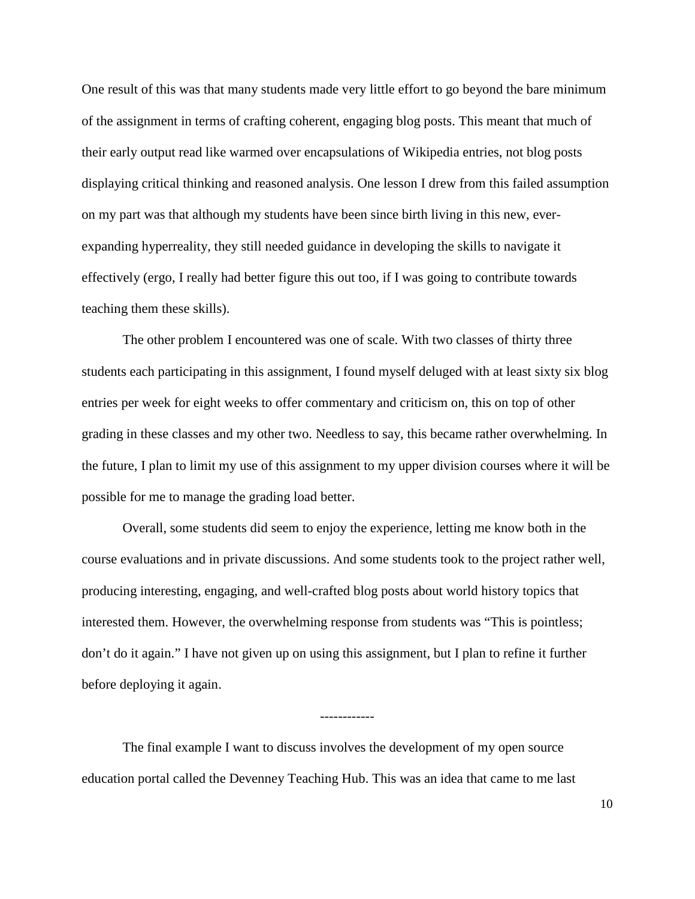One result of this was that many students made very little effort to go beyond the bare minimum of the assignment in terms of crafting coherent, engaging blog posts. This meant that much of their early output read like warmed over encapsulations of Wikipedia entries, not blog posts displaying critical thinking and reasoned analysis. One lesson I drew from this failed assumption on my part was that although my students have been since birth living in this new, ever-expanding hyperreality, they still needed guidance in developing the skills to navigate it effectively (ergo, I really had better figure this out too, if I was going to contribute towards teaching them these skills).

The other problem I encountered was one of scale. With two classes of thirty three students each participating in this assignment, I found myself deluged with at least sixty six blog entries per week for eight weeks to offer commentary and criticism on, this on top of other grading in these classes and my other two. Needless to say, this became rather overwhelming. In the future, I plan to limit my use of this assignment to my upper division courses where it will be possible for me to manage the grading load better.

Overall, some students did seem to enjoy the experience, letting me know both in the course evaluations and in private discussions. And some students took to the project rather well, producing interesting, engaging, and well-crafted blog posts about world history topics that interested them. However, the overwhelming response from students was "This is pointless; don't do it again." I have not given up on using this assignment, but I plan to refine it further before deploying it again.

------------

The final example I want to discuss involves the development of my open source education portal called the Devenney Teaching Hub. This was an idea that came to me last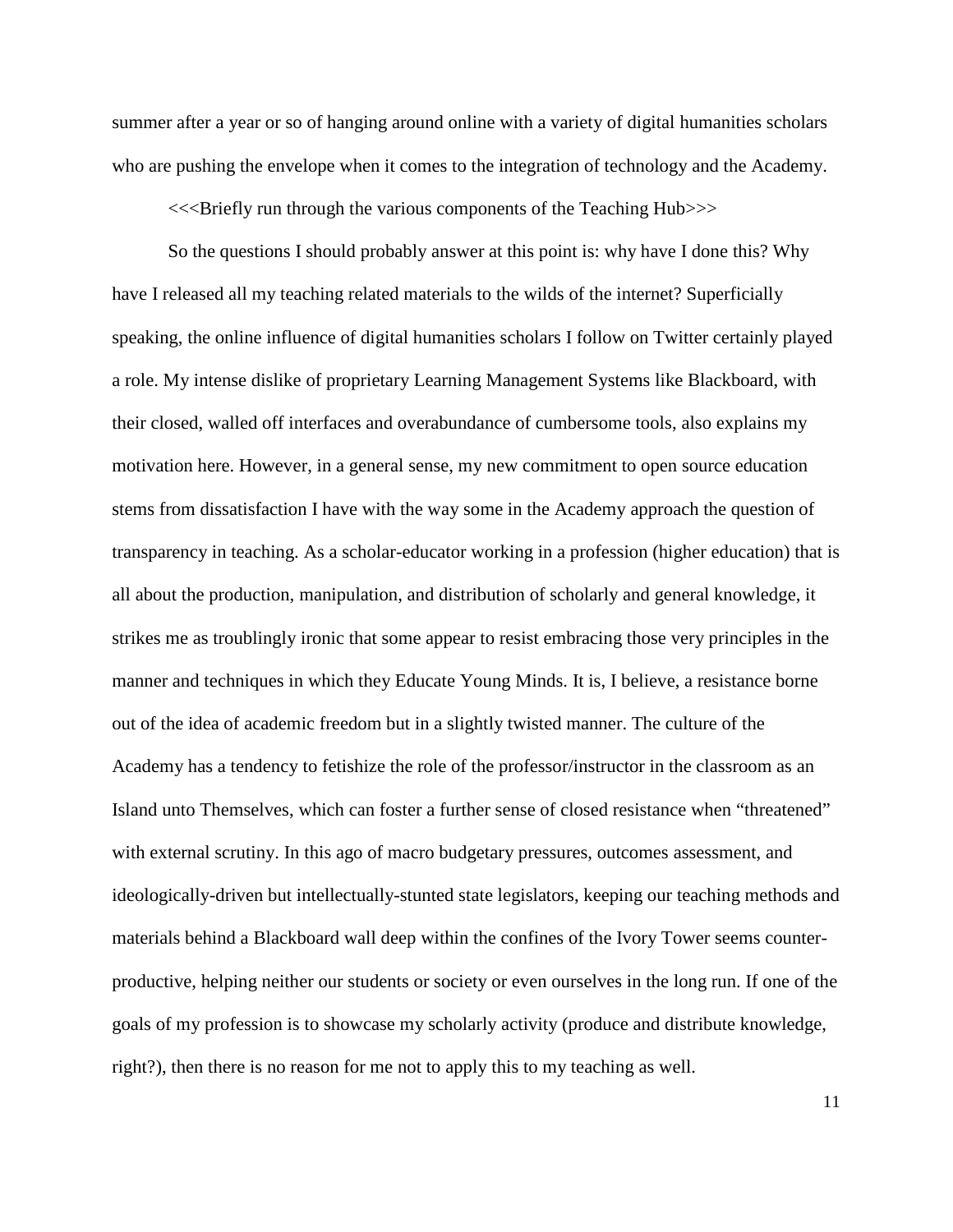summer after a year or so of hanging around online with a variety of digital humanities scholars who are pushing the envelope when it comes to the integration of technology and the Academy.

<<<Briefly run through the various components of the Teaching Hub>>>

So the questions I should probably answer at this point is: why have I done this? Why have I released all my teaching related materials to the wilds of the internet? Superficially speaking, the online influence of digital humanities scholars I follow on Twitter certainly played a role. My intense dislike of proprietary Learning Management Systems like Blackboard, with their closed, walled off interfaces and overabundance of cumbersome tools, also explains my motivation here. However, in a general sense, my new commitment to open source education stems from dissatisfaction I have with the way some in the Academy approach the question of transparency in teaching. As a scholar-educator working in a profession (higher education) that is all about the production, manipulation, and distribution of scholarly and general knowledge, it strikes me as troublingly ironic that some appear to resist embracing those very principles in the manner and techniques in which they Educate Young Minds. It is, I believe, a resistance borne out of the idea of academic freedom but in a slightly twisted manner. The culture of the Academy has a tendency to fetishize the role of the professor/instructor in the classroom as an Island unto Themselves, which can foster a further sense of closed resistance when "threatened" with external scrutiny. In this ago of macro budgetary pressures, outcomes assessment, and ideologically-driven but intellectually-stunted state legislators, keeping our teaching methods and materials behind a Blackboard wall deep within the confines of the Ivory Tower seems counter-productive, helping neither our students or society or even ourselves in the long run. If one of the goals of my profession is to showcase my scholarly activity (produce and distribute knowledge, right?), then there is no reason for me not to apply this to my teaching as well.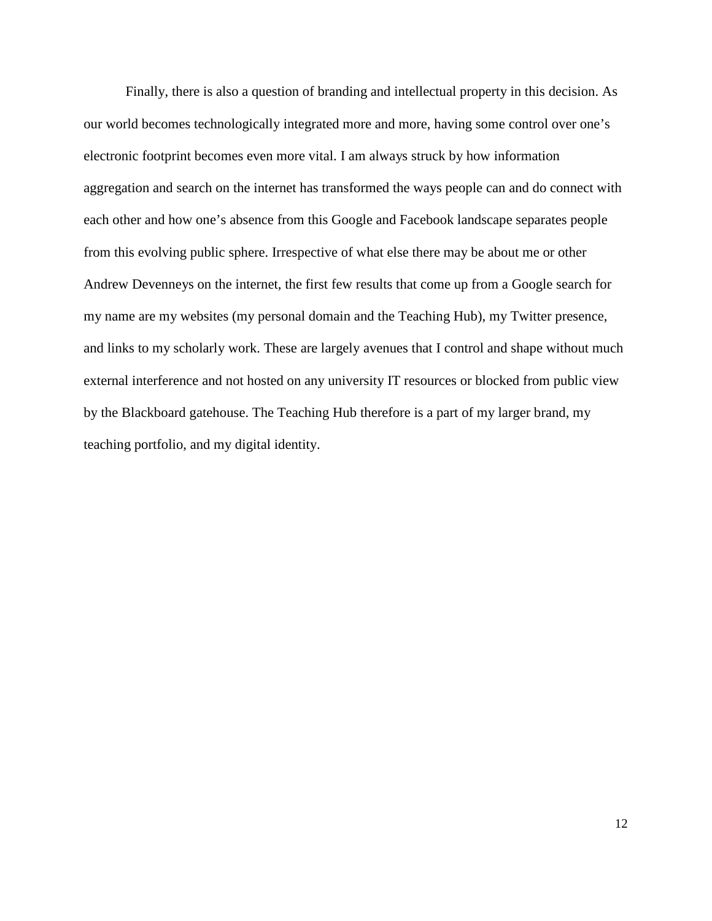Finally, there is also a question of branding and intellectual property in this decision. As our world becomes technologically integrated more and more, having some control over one's electronic footprint becomes even more vital. I am always struck by how information aggregation and search on the internet has transformed the ways people can and do connect with each other and how one's absence from this Google and Facebook landscape separates people from this evolving public sphere. Irrespective of what else there may be about me or other Andrew Devenneys on the internet, the first few results that come up from a Google search for my name are my websites (my personal domain and the Teaching Hub), my Twitter presence, and links to my scholarly work. These are largely avenues that I control and shape without much external interference and not hosted on any university IT resources or blocked from public view by the Blackboard gatehouse. The Teaching Hub therefore is a part of my larger brand, my teaching portfolio, and my digital identity.